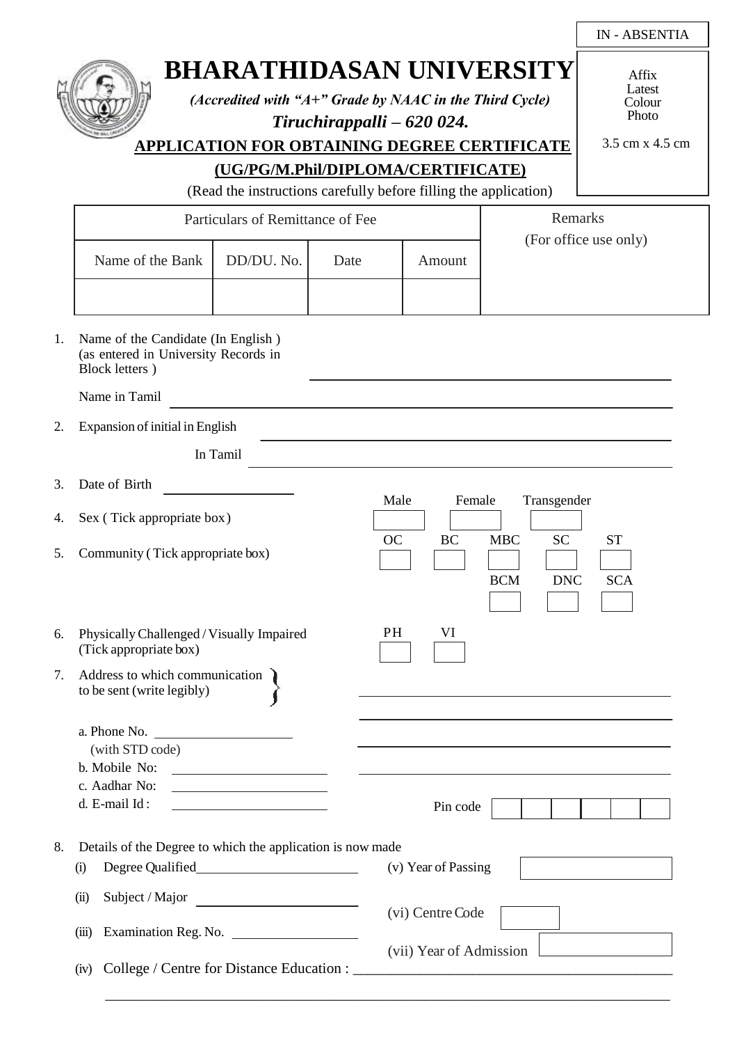IN - ABSENTIA

# BHARATHIDASAN UNIVERSITY

***(Accredited with "A+" Grade by NAAC in the Third Cycle)***

***Tiruchirappalli – 620 024.***

Affix Latest Colour Photo

3.5 cm x 4.5 cm

## APPLICATION FOR OBTAINING DEGREE CERTIFICATE

## (UG/PG/M.Phil/DIPLOMA/CERTIFICATE)

(Read the instructions carefully before filling the application)

| Particulars of Remittance of Fee | | | | Remarks (For office use only) |
|---|---|---|---|---|
| Name of the Bank | DD/DU. No. | Date | Amount | |
| | | | | |

1. Name of the Candidate (In English ) (as entered in University Records in Block letters ) ______________________

   Name in Tamil ______________________

2. Expansion of initial in English ______________________

   In Tamil ______________________

3. Date of Birth ______________

4. Sex ( Tick appropriate box) Male [ ] Female [ ] Transgender [ ]

5. Community ( Tick appropriate box) OC [ ] BC [ ] MBC [ ] SC [ ] ST [ ] BCM [ ] DNC [ ] SCA [ ]

6. Physically Challenged / Visually Impaired (Tick appropriate box) PH [ ] VI [ ]

7. Address to which communication to be sent (write legibly) ______________________

   a. Phone No. ______________ (with STD code)

   b. Mobile No: ______________

   c. Aadhar No: ______________

   d. E-mail Id : ______________

   Pin code [ | | | | | ]

8. Details of the Degree to which the application is now made

   (i) Degree Qualified______________

   (ii) Subject / Major ______________

   (iii) Examination Reg. No. ______________

   (iv) College / Centre for Distance Education : ______________________

   (v) Year of Passing [ ]

   (vi) Centre Code [ ]

   (vii) Year of Admission [ ]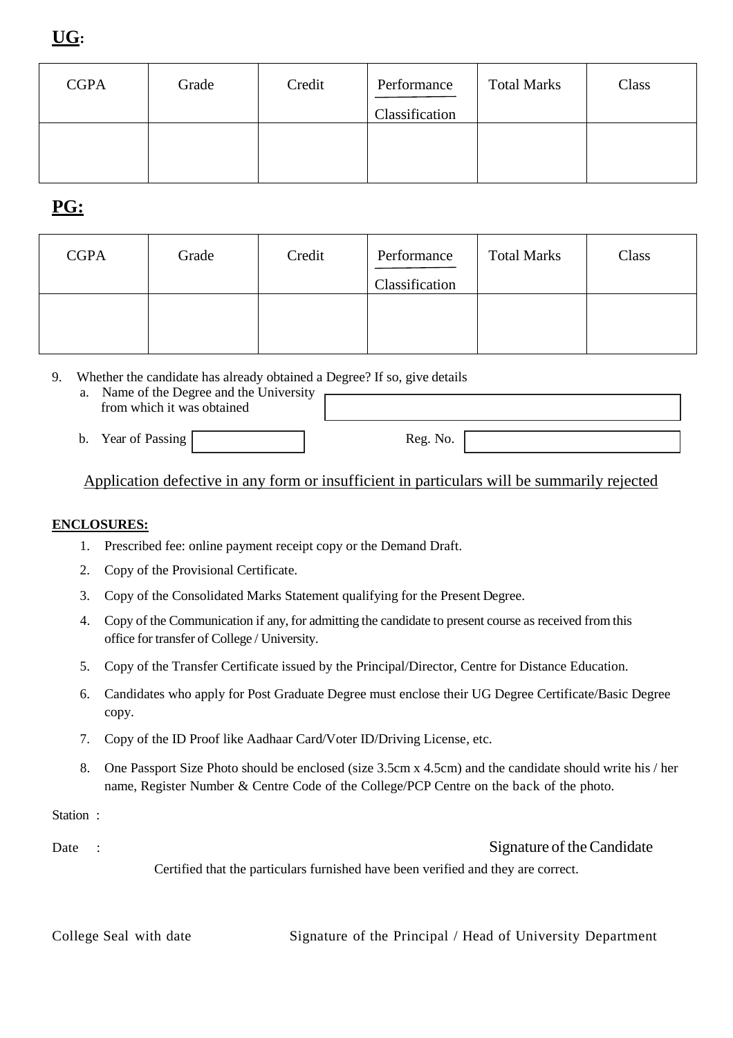**UG:**

| CGPA | Grade | Credit | Performance / Classification | Total Marks | Class |
| --- | --- | --- | --- | --- | --- |
| | | | | | |

**PG:**

| CGPA | Grade | Credit | Performance / Classification | Total Marks | Class |
| --- | --- | --- | --- | --- | --- |
| | | | | | |

9. Whether the candidate has already obtained a Degree? If so, give details
   a. Name of the Degree and the University from which it was obtained
   b. Year of Passing                Reg. No.

Application defective in any form or insufficient in particulars will be summarily rejected

**ENCLOSURES:**

1. Prescribed fee: online payment receipt copy or the Demand Draft.
2. Copy of the Provisional Certificate.
3. Copy of the Consolidated Marks Statement qualifying for the Present Degree.
4. Copy of the Communication if any, for admitting the candidate to present course as received from this office for transfer of College / University.
5. Copy of the Transfer Certificate issued by the Principal/Director, Centre for Distance Education.
6. Candidates who apply for Post Graduate Degree must enclose their UG Degree Certificate/Basic Degree copy.
7. Copy of the ID Proof like Aadhaar Card/Voter ID/Driving License, etc.
8. One Passport Size Photo should be enclosed (size 3.5cm x 4.5cm) and the candidate should write his / her name, Register Number & Centre Code of the College/PCP Centre on the back of the photo.

Station :

Date :                                                                 Signature of the Candidate

Certified that the particulars furnished have been verified and they are correct.

College Seal with date                    Signature of the Principal / Head of University Department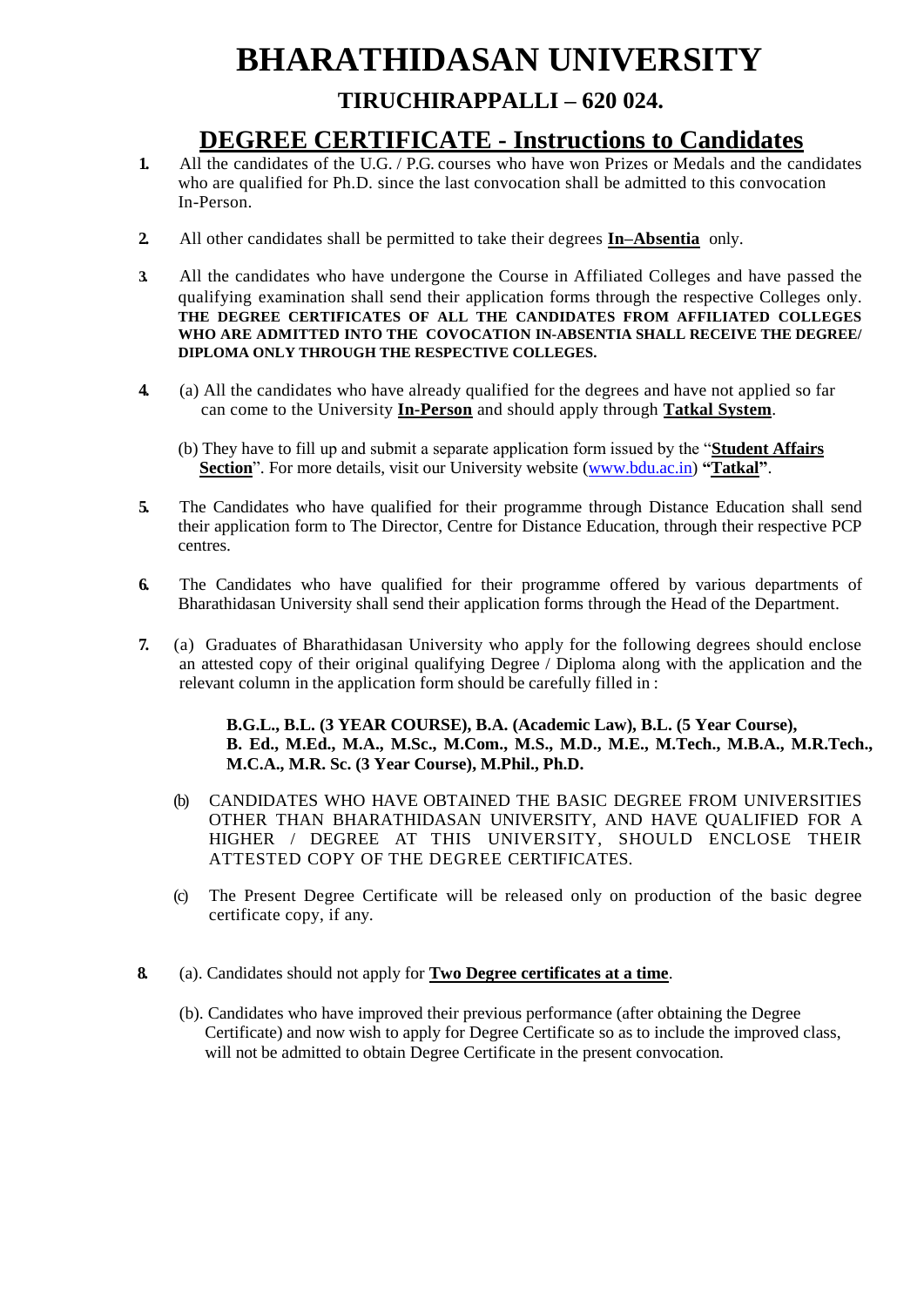# BHARATHIDASAN UNIVERSITY

## TIRUCHIRAPPALLI – 620 024.

## DEGREE CERTIFICATE - Instructions to Candidates

1. All the candidates of the U.G. / P.G. courses who have won Prizes or Medals and the candidates who are qualified for Ph.D. since the last convocation shall be admitted to this convocation In-Person.

2. All other candidates shall be permitted to take their degrees **In–Absentia** only.

3. All the candidates who have undergone the Course in Affiliated Colleges and have passed the qualifying examination shall send their application forms through the respective Colleges only. **THE DEGREE CERTIFICATES OF ALL THE CANDIDATES FROM AFFILIATED COLLEGES WHO ARE ADMITTED INTO THE COVOCATION IN-ABSENTIA SHALL RECEIVE THE DEGREE/ DIPLOMA ONLY THROUGH THE RESPECTIVE COLLEGES.**

4. (a) All the candidates who have already qualified for the degrees and have not applied so far can come to the University **In-Person** and should apply through **Tatkal System**.

   (b) They have to fill up and submit a separate application form issued by the "**Student Affairs Section**". For more details, visit our University website (www.bdu.ac.in) **"Tatkal"**.

5. The Candidates who have qualified for their programme through Distance Education shall send their application form to The Director, Centre for Distance Education, through their respective PCP centres.

6. The Candidates who have qualified for their programme offered by various departments of Bharathidasan University shall send their application forms through the Head of the Department.

7. (a) Graduates of Bharathidasan University who apply for the following degrees should enclose an attested copy of their original qualifying Degree / Diploma along with the application and the relevant column in the application form should be carefully filled in :

   **B.G.L., B.L. (3 YEAR COURSE), B.A. (Academic Law), B.L. (5 Year Course), B. Ed., M.Ed., M.A., M.Sc., M.Com., M.S., M.D., M.E., M.Tech., M.B.A., M.R.Tech., M.C.A., M.R. Sc. (3 Year Course), M.Phil., Ph.D.**

   (b) CANDIDATES WHO HAVE OBTAINED THE BASIC DEGREE FROM UNIVERSITIES OTHER THAN BHARATHIDASAN UNIVERSITY, AND HAVE QUALIFIED FOR A HIGHER / DEGREE AT THIS UNIVERSITY, SHOULD ENCLOSE THEIR ATTESTED COPY OF THE DEGREE CERTIFICATES.

   (c) The Present Degree Certificate will be released only on production of the basic degree certificate copy, if any.

8. (a). Candidates should not apply for **Two Degree certificates at a time**.

   (b). Candidates who have improved their previous performance (after obtaining the Degree Certificate) and now wish to apply for Degree Certificate so as to include the improved class, will not be admitted to obtain Degree Certificate in the present convocation.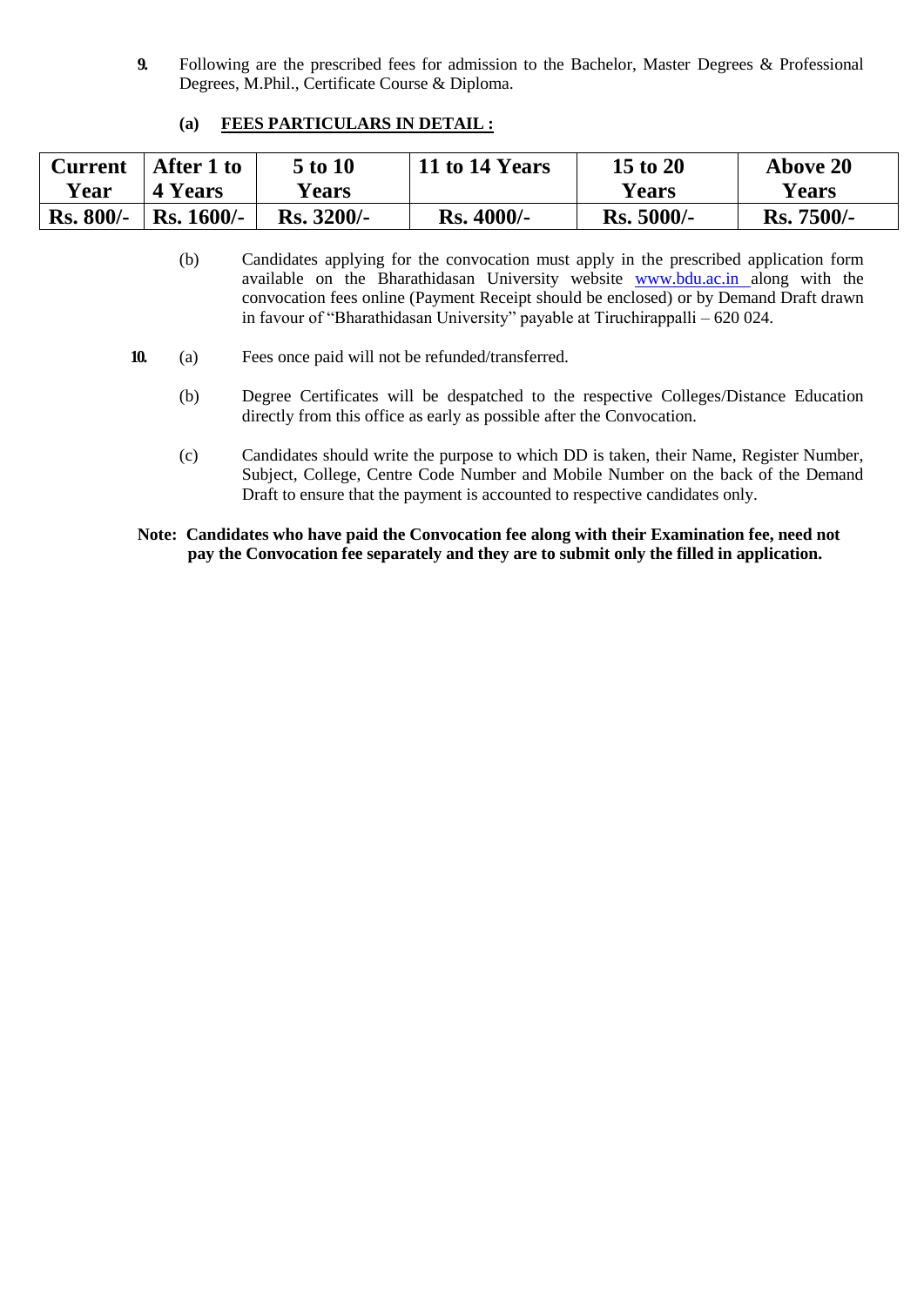**9.** Following are the prescribed fees for admission to the Bachelor, Master Degrees & Professional Degrees, M.Phil., Certificate Course & Diploma.

**(a) <u>FEES PARTICULARS IN DETAIL :</u>**

| Current Year | After 1 to 4 Years | 5 to 10 Years | 11 to 14 Years | 15 to 20 Years | Above 20 Years |
|---|---|---|---|---|---|
| Rs. 800/- | Rs. 1600/- | Rs. 3200/- | Rs. 4000/- | Rs. 5000/- | Rs. 7500/- |

(b) Candidates applying for the convocation must apply in the prescribed application form available on the Bharathidasan University website www.bdu.ac.in along with the convocation fees online (Payment Receipt should be enclosed) or by Demand Draft drawn in favour of "Bharathidasan University" payable at Tiruchirappalli – 620 024.

**10.** (a) Fees once paid will not be refunded/transferred.

(b) Degree Certificates will be despatched to the respective Colleges/Distance Education directly from this office as early as possible after the Convocation.

(c) Candidates should write the purpose to which DD is taken, their Name, Register Number, Subject, College, Centre Code Number and Mobile Number on the back of the Demand Draft to ensure that the payment is accounted to respective candidates only.

**Note: Candidates who have paid the Convocation fee along with their Examination fee, need not pay the Convocation fee separately and they are to submit only the filled in application.**